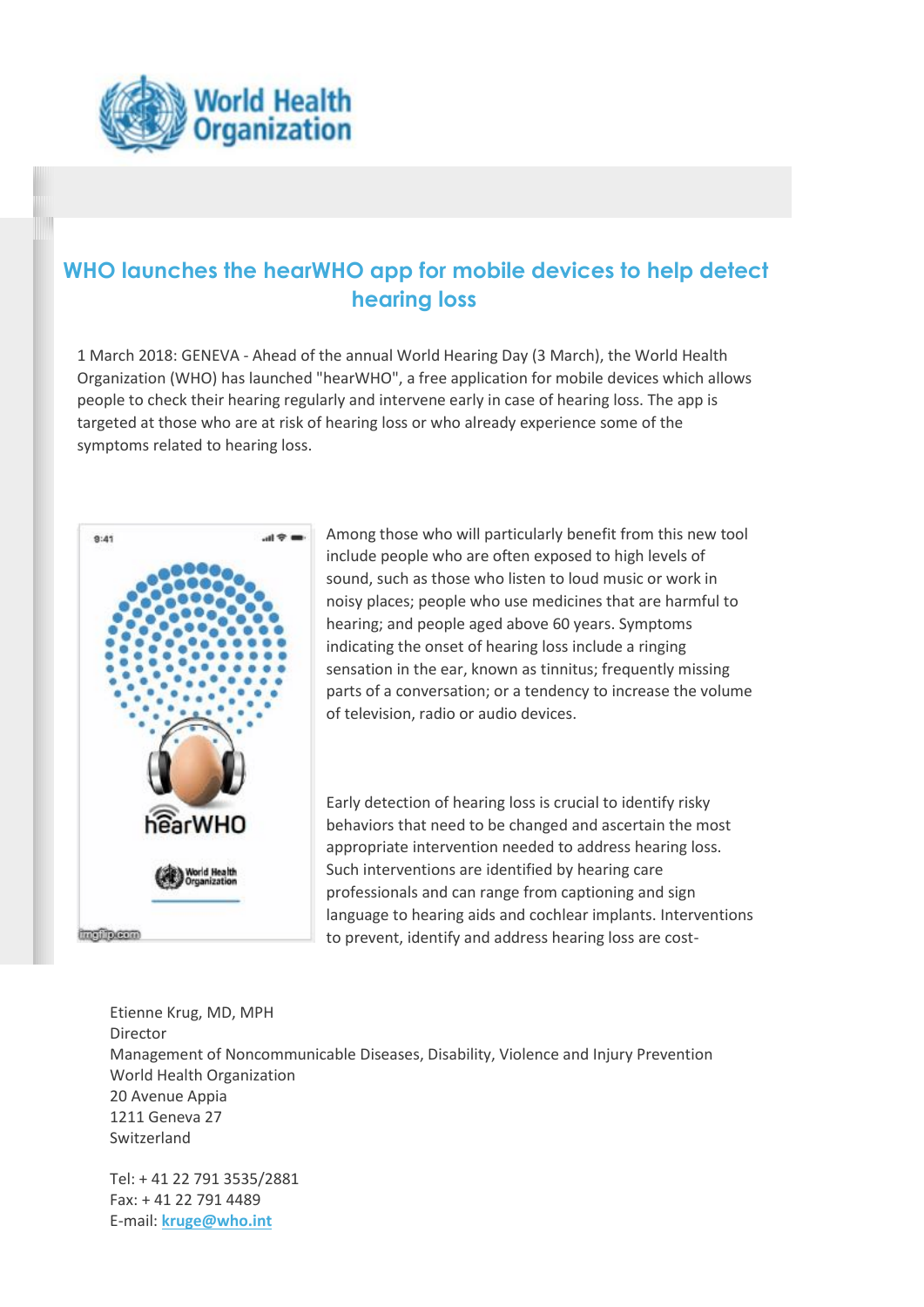# WHO launches the hearWHO app for mobile devices to help detect hearing loss

1 March 2018: GENEVA - Ahead of the annual World Hearing Day (3 March), the World Health Organization (WHO) has launched "hearWHO", a free application for mobile devices which allows people to check their hearing regularly and intervene early in case of hearing loss. The app is targeted at those who are at risk of hearing loss or who already experience some of the symptoms related to hearing loss.

Among those who will particularly benefit from this new tool include people who are often exposed to high levels of sound, such as those who listen to loud music or work in noisy places; people who use medicines that are harmful to hearing; and people aged above 60 years. Symptoms indicating the onset of hearing loss include a ringing sensation in the ear, known as tinnitus; frequently missing parts of a conversation; or a tendency to increase the volume of television, radio or audio devices.

Early detection of hearing loss is crucial to identify risky behaviors that need to be changed and ascertain the most appropriate intervention needed to address hearing loss. Such interventions are identified by hearing care professionals and can range from captioning and sign language to hearing aids and cochlear implants. Interventions to prevent, identify and address hearing loss are cost-

Etienne Krug, MD, MPH
Director
Management of Noncommunicable Diseases, Disability, Violence and Injury Prevention
World Health Organization
20 Avenue Appia
1211 Geneva 27
Switzerland

Tel: + 41 22 791 3535/2881
Fax: + 41 22 791 4489
E-mail: **kruge@who.int**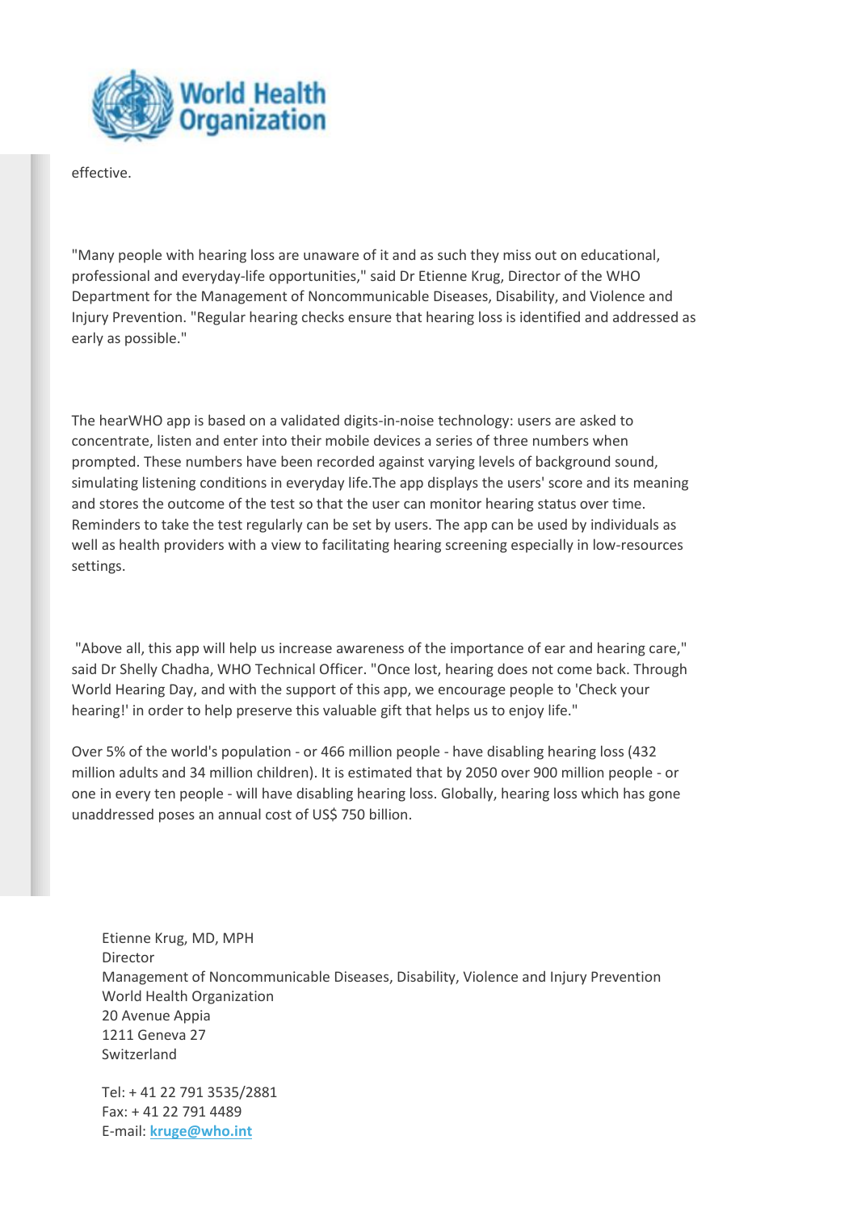effective.

"Many people with hearing loss are unaware of it and as such they miss out on educational, professional and everyday-life opportunities," said Dr Etienne Krug, Director of the WHO Department for the Management of Noncommunicable Diseases, Disability, and Violence and Injury Prevention. "Regular hearing checks ensure that hearing loss is identified and addressed as early as possible."

The hearWHO app is based on a validated digits-in-noise technology: users are asked to concentrate, listen and enter into their mobile devices a series of three numbers when prompted. These numbers have been recorded against varying levels of background sound, simulating listening conditions in everyday life.The app displays the users' score and its meaning and stores the outcome of the test so that the user can monitor hearing status over time. Reminders to take the test regularly can be set by users. The app can be used by individuals as well as health providers with a view to facilitating hearing screening especially in low-resources settings.

"Above all, this app will help us increase awareness of the importance of ear and hearing care," said Dr Shelly Chadha, WHO Technical Officer. "Once lost, hearing does not come back. Through World Hearing Day, and with the support of this app, we encourage people to 'Check your hearing!' in order to help preserve this valuable gift that helps us to enjoy life."

Over 5% of the world's population - or 466 million people - have disabling hearing loss (432 million adults and 34 million children). It is estimated that by 2050 over 900 million people - or one in every ten people - will have disabling hearing loss. Globally, hearing loss which has gone unaddressed poses an annual cost of US$ 750 billion.

Etienne Krug, MD, MPH
Director
Management of Noncommunicable Diseases, Disability, Violence and Injury Prevention
World Health Organization
20 Avenue Appia
1211 Geneva 27
Switzerland

Tel: + 41 22 791 3535/2881
Fax: + 41 22 791 4489
E-mail: **kruge@who.int**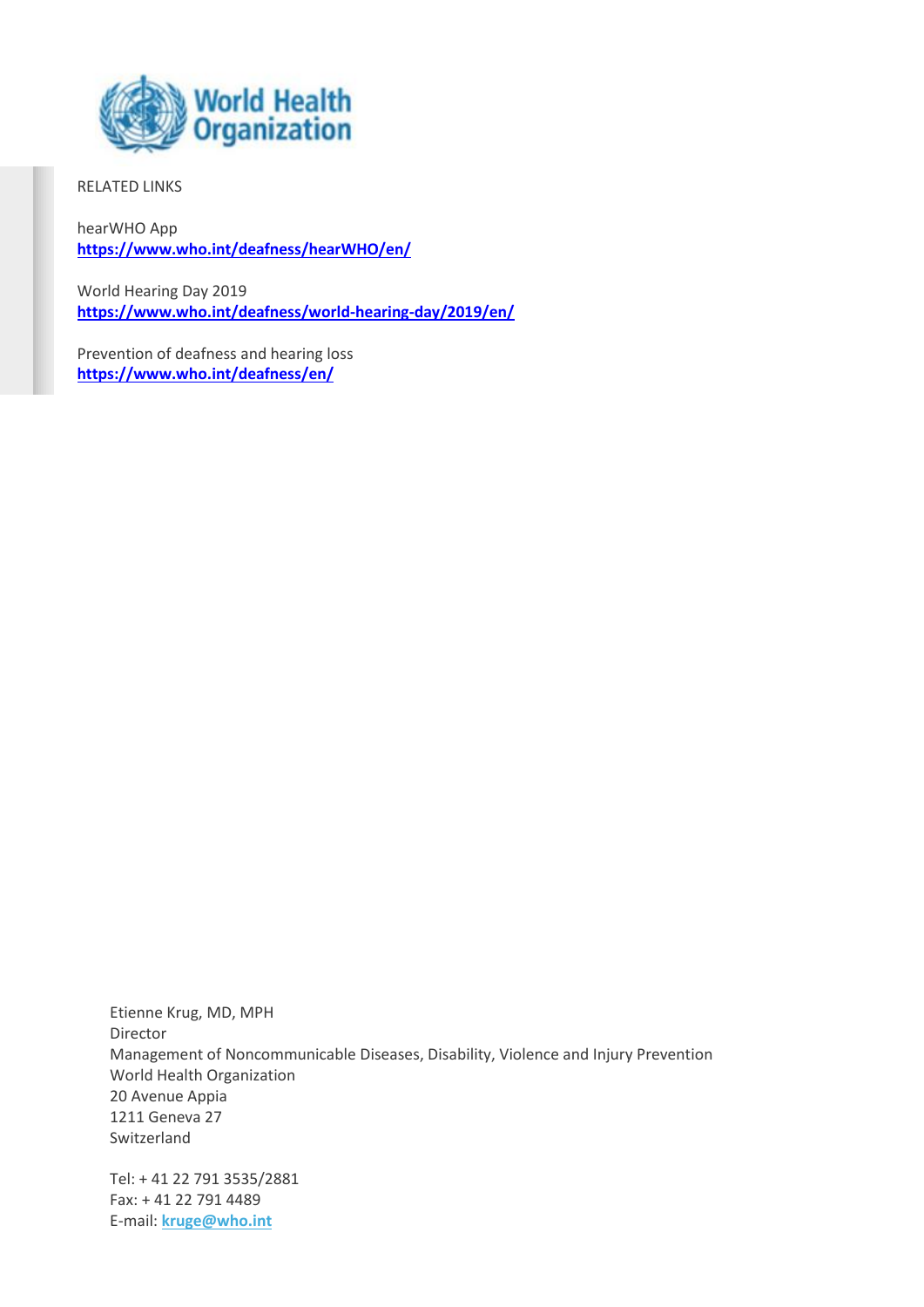RELATED LINKS

hearWHO App
**https://www.who.int/deafness/hearWHO/en/**

World Hearing Day 2019
**https://www.who.int/deafness/world-hearing-day/2019/en/**

Prevention of deafness and hearing loss
**https://www.who.int/deafness/en/**

Etienne Krug, MD, MPH
Director
Management of Noncommunicable Diseases, Disability, Violence and Injury Prevention
World Health Organization
20 Avenue Appia
1211 Geneva 27
Switzerland

Tel: + 41 22 791 3535/2881
Fax: + 41 22 791 4489
E-mail: **kruge@who.int**